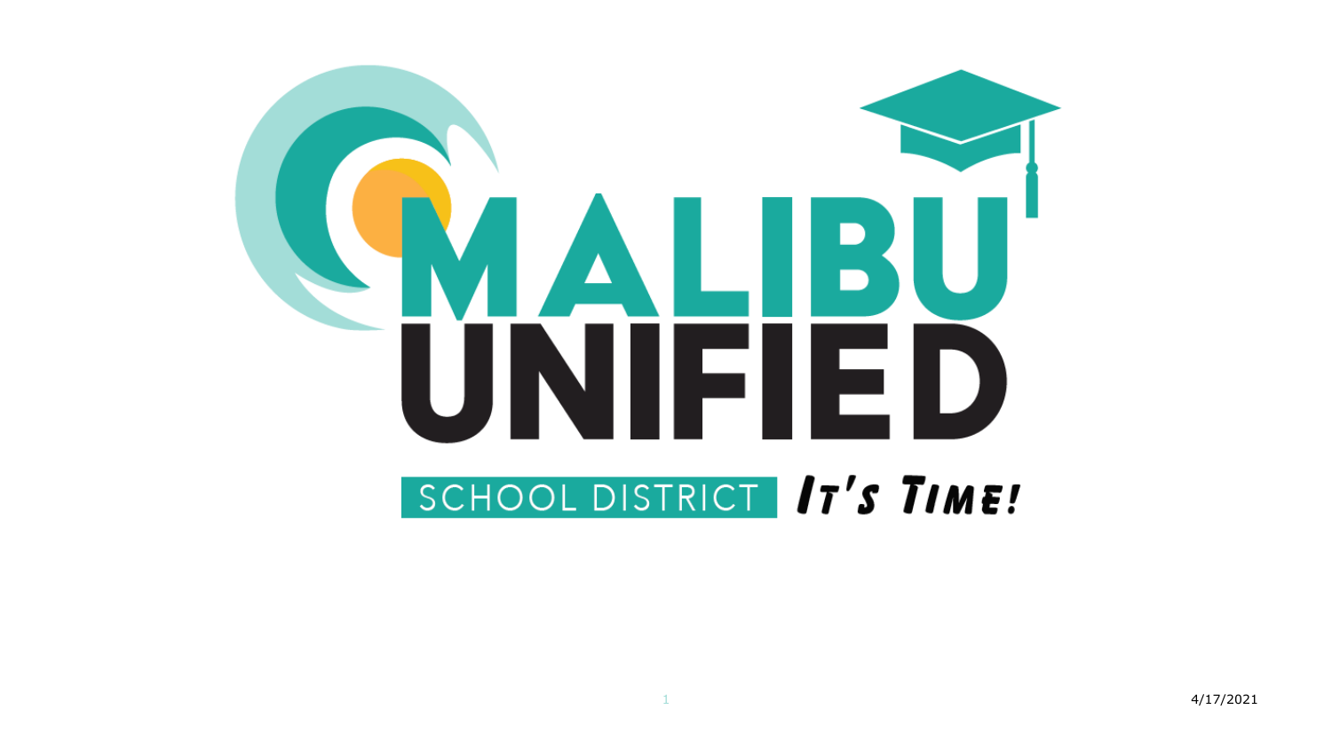# MALIBU UNIFIED

SCHOOL DISTRICT *It's Time!*

4/17/2021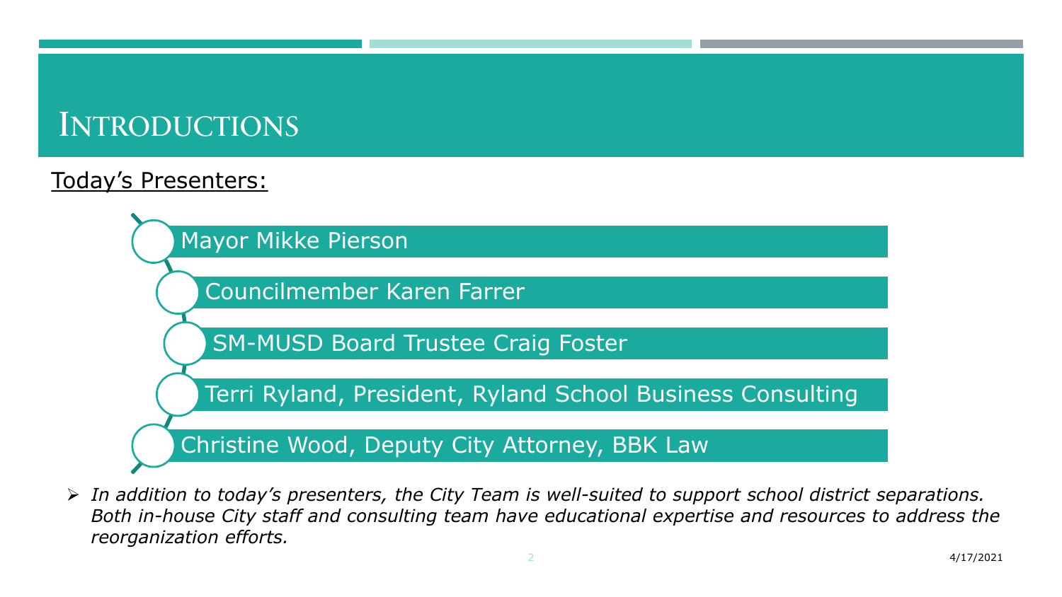# Introductions

<u>Today's Presenters:</u>

- Mayor Mikke Pierson
- Councilmember Karen Farrer
- SM-MUSD Board Trustee Craig Foster
- Terri Ryland, President, Ryland School Business Consulting
- Christine Wood, Deputy City Attorney, BBK Law

> *In addition to today's presenters, the City Team is well-suited to support school district separations. Both in-house City staff and consulting team have educational expertise and resources to address the reorganization efforts.*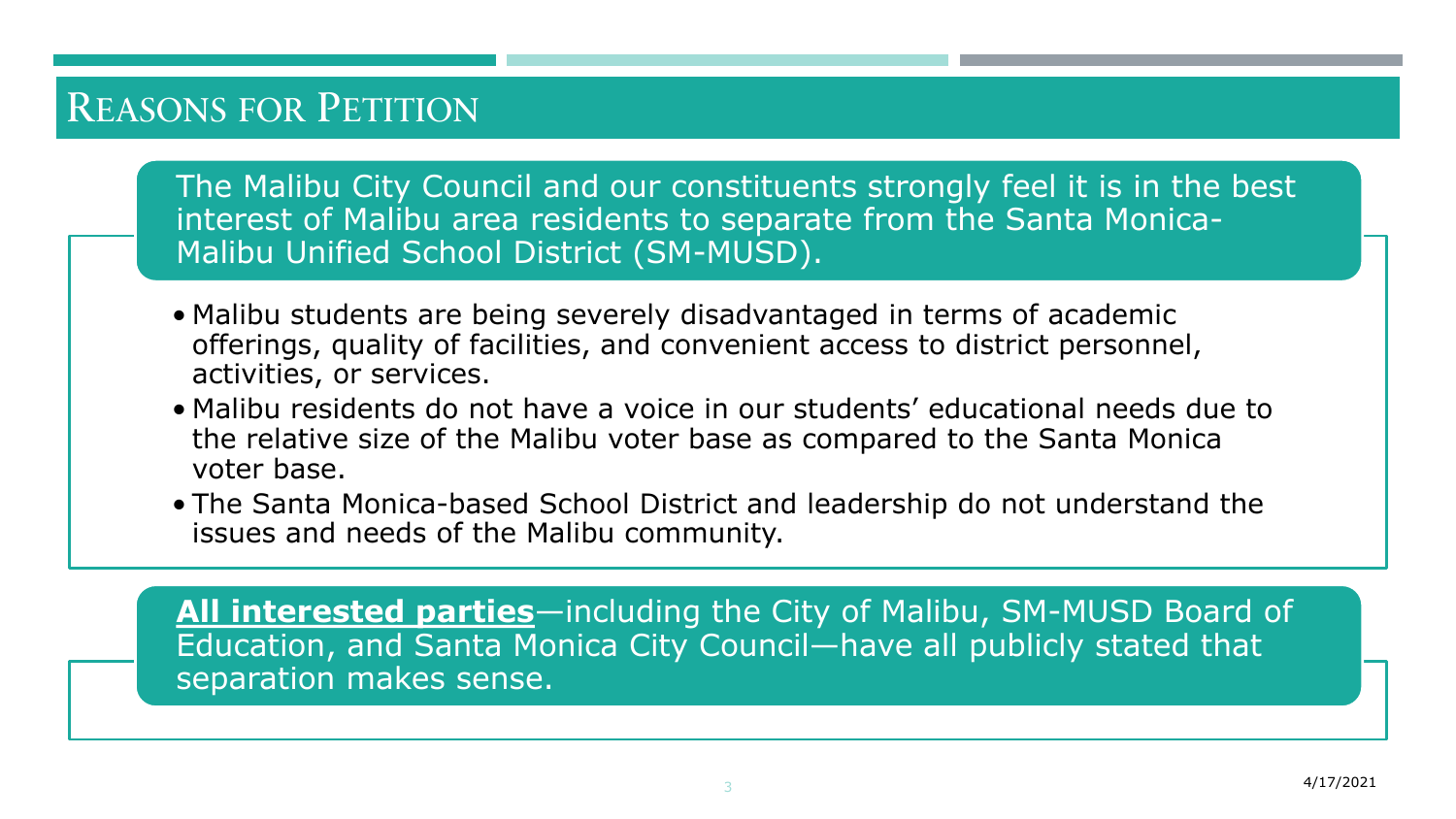# Reasons for Petition

The Malibu City Council and our constituents strongly feel it is in the best interest of Malibu area residents to separate from the Santa Monica-Malibu Unified School District (SM-MUSD).

- Malibu students are being severely disadvantaged in terms of academic offerings, quality of facilities, and convenient access to district personnel, activities, or services.
- Malibu residents do not have a voice in our students' educational needs due to the relative size of the Malibu voter base as compared to the Santa Monica voter base.
- The Santa Monica-based School District and leadership do not understand the issues and needs of the Malibu community.

**All interested parties**—including the City of Malibu, SM-MUSD Board of Education, and Santa Monica City Council—have all publicly stated that separation makes sense.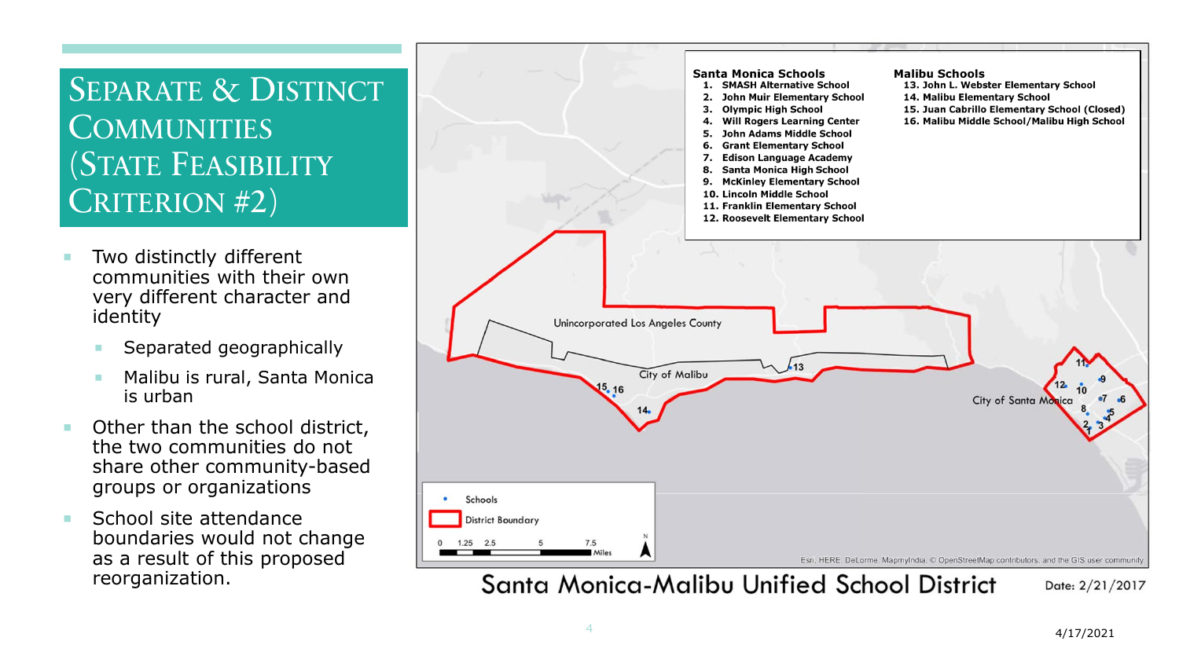# Separate & Distinct Communities (State Feasibility Criterion #2)

- Two distinctly different communities with their own very different character and identity
  - Separated geographically
  - Malibu is rural, Santa Monica is urban
- Other than the school district, the two communities do not share other community-based groups or organizations
- School site attendance boundaries would not change as a result of this proposed reorganization.

**Santa Monica Schools**

1. SMASH Alternative School
2. John Muir Elementary School
3. Olympic High School
4. Will Rogers Learning Center
5. John Adams Middle School
6. Grant Elementary School
7. Edison Language Academy
8. Santa Monica High School
9. McKinley Elementary School
10. Lincoln Middle School
11. Franklin Elementary School
12. Roosevelt Elementary School

**Malibu Schools**

13. John L. Webster Elementary School
14. Malibu Elementary School
15. Juan Cabrillo Elementary School (Closed)
16. Malibu Middle School/Malibu High School

Unincorporated Los Angeles County

City of Malibu

City of Santa Monica

Schools

District Boundary

0 1.25 2.5 5 7.5 Miles

N

Esri, HERE, DeLorme, MapmyIndia, © OpenStreetMap contributors, and the GIS user community

Santa Monica-Malibu Unified School District

Date: 2/21/2017

4/17/2021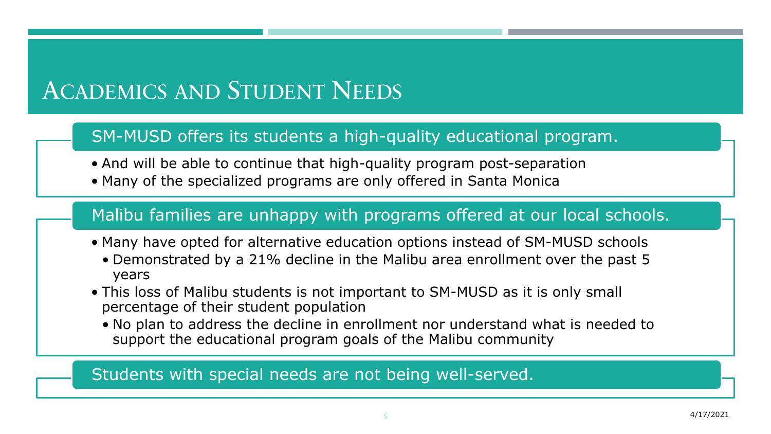# Academics and Student Needs

## SM-MUSD offers its students a high-quality educational program.

- And will be able to continue that high-quality program post-separation
- Many of the specialized programs are only offered in Santa Monica

## Malibu families are unhappy with programs offered at our local schools.

- Many have opted for alternative education options instead of SM-MUSD schools
  - Demonstrated by a 21% decline in the Malibu area enrollment over the past 5 years
- This loss of Malibu students is not important to SM-MUSD as it is only small percentage of their student population
  - No plan to address the decline in enrollment nor understand what is needed to support the educational program goals of the Malibu community

## Students with special needs are not being well-served.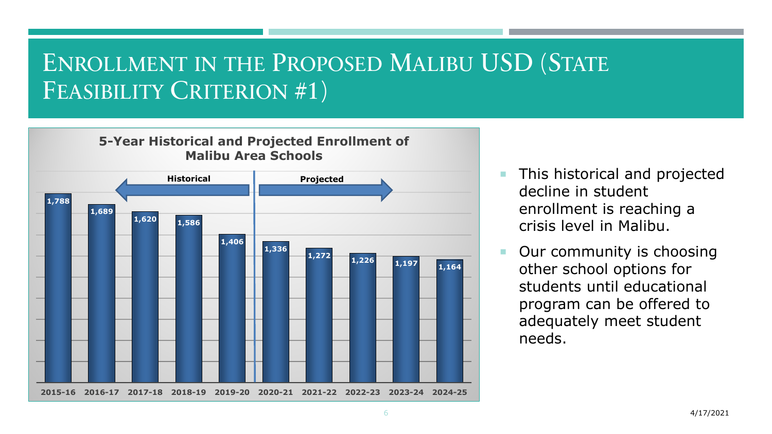# Enrollment in the Proposed Malibu USD (State Feasibility Criterion #1)

**5-Year Historical and Projected Enrollment of Malibu Area Schools**

| Year | Enrollment | |
|---|---|---|
| 2015-16 | 1,788 | Historical |
| 2016-17 | 1,689 | Historical |
| 2017-18 | 1,620 | Historical |
| 2018-19 | 1,586 | Historical |
| 2019-20 | 1,406 | Historical |
| 2020-21 | 1,336 | Projected |
| 2021-22 | 1,272 | Projected |
| 2022-23 | 1,226 | Projected |
| 2023-24 | 1,197 | Projected |
| 2024-25 | 1,164 | Projected |

- This historical and projected decline in student enrollment is reaching a crisis level in Malibu.
- Our community is choosing other school options for students until educational program can be offered to adequately meet student needs.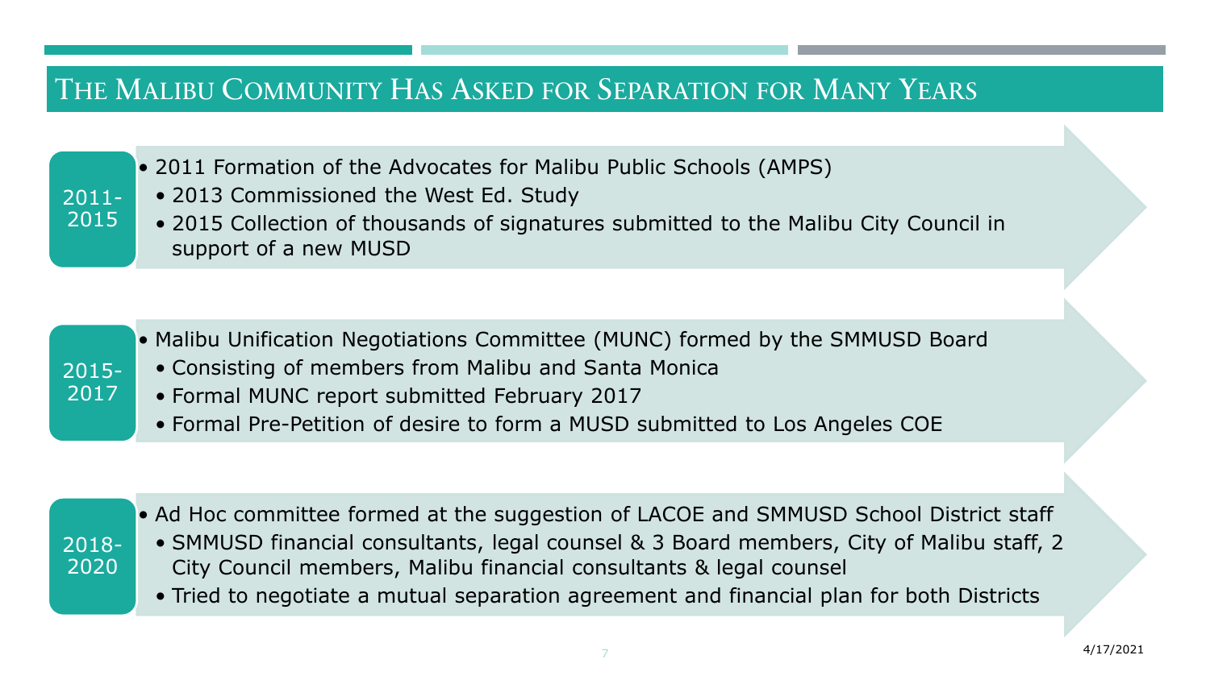# The Malibu Community Has Asked for Separation for Many Years

**2011-2015**

- 2011 Formation of the Advocates for Malibu Public Schools (AMPS)
  - 2013 Commissioned the West Ed. Study
  - 2015 Collection of thousands of signatures submitted to the Malibu City Council in support of a new MUSD

**2015-2017**

- Malibu Unification Negotiations Committee (MUNC) formed by the SMMUSD Board
  - Consisting of members from Malibu and Santa Monica
  - Formal MUNC report submitted February 2017
  - Formal Pre-Petition of desire to form a MUSD submitted to Los Angeles COE

**2018-2020**

- Ad Hoc committee formed at the suggestion of LACOE and SMMUSD School District staff
  - SMMUSD financial consultants, legal counsel & 3 Board members, City of Malibu staff, 2 City Council members, Malibu financial consultants & legal counsel
  - Tried to negotiate a mutual separation agreement and financial plan for both Districts

4/17/2021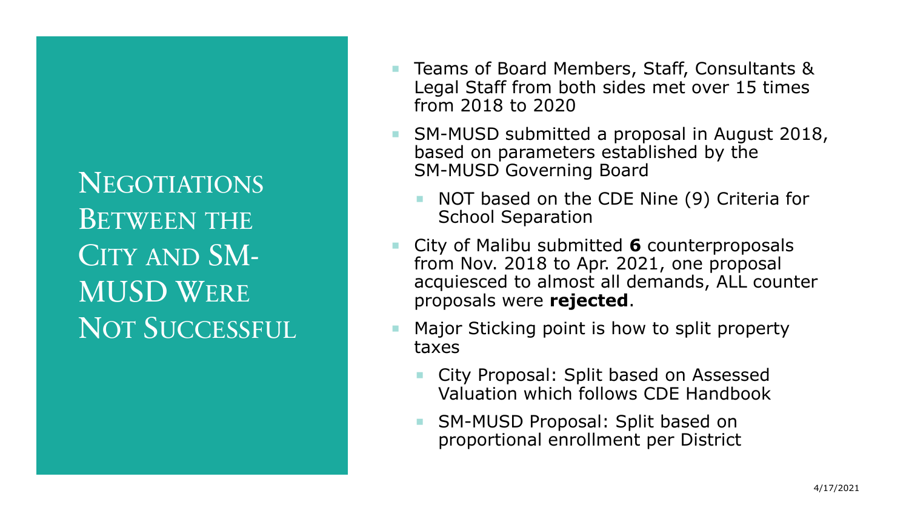# Negotiations Between the City and SM-MUSD Were Not Successful

- Teams of Board Members, Staff, Consultants & Legal Staff from both sides met over 15 times from 2018 to 2020
- SM-MUSD submitted a proposal in August 2018, based on parameters established by the SM-MUSD Governing Board
  - NOT based on the CDE Nine (9) Criteria for School Separation
- City of Malibu submitted **6** counterproposals from Nov. 2018 to Apr. 2021, one proposal acquiesced to almost all demands, ALL counter proposals were **rejected**.
- Major Sticking point is how to split property taxes
  - City Proposal: Split based on Assessed Valuation which follows CDE Handbook
  - SM-MUSD Proposal: Split based on proportional enrollment per District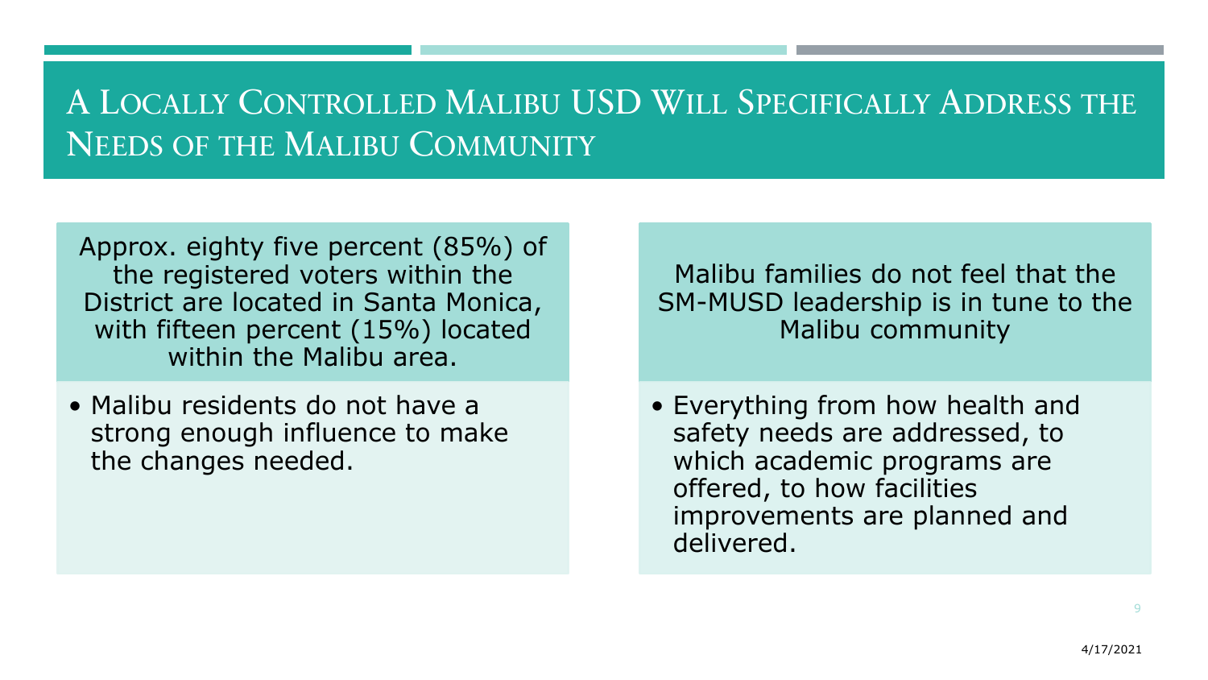# A Locally Controlled Malibu USD Will Specifically Address the Needs of the Malibu Community

Approx. eighty five percent (85%) of the registered voters within the District are located in Santa Monica, with fifteen percent (15%) located within the Malibu area.

- Malibu residents do not have a strong enough influence to make the changes needed.

Malibu families do not feel that the SM-MUSD leadership is in tune to the Malibu community

- Everything from how health and safety needs are addressed, to which academic programs are offered, to how facilities improvements are planned and delivered.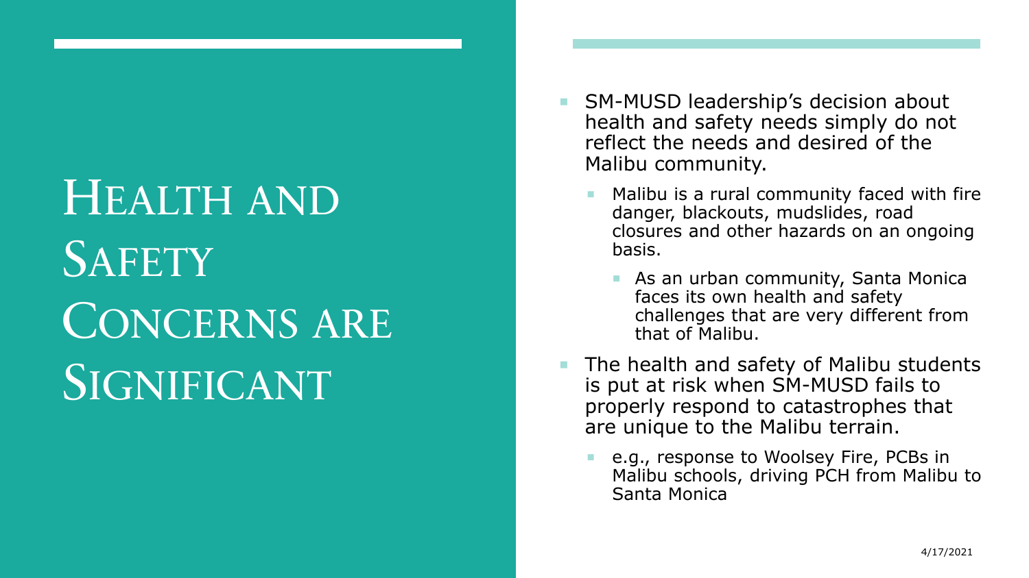# Health and Safety Concerns are Significant

- SM-MUSD leadership's decision about health and safety needs simply do not reflect the needs and desired of the Malibu community.
  - Malibu is a rural community faced with fire danger, blackouts, mudslides, road closures and other hazards on an ongoing basis.
    - As an urban community, Santa Monica faces its own health and safety challenges that are very different from that of Malibu.
- The health and safety of Malibu students is put at risk when SM-MUSD fails to properly respond to catastrophes that are unique to the Malibu terrain.
  - e.g., response to Woolsey Fire, PCBs in Malibu schools, driving PCH from Malibu to Santa Monica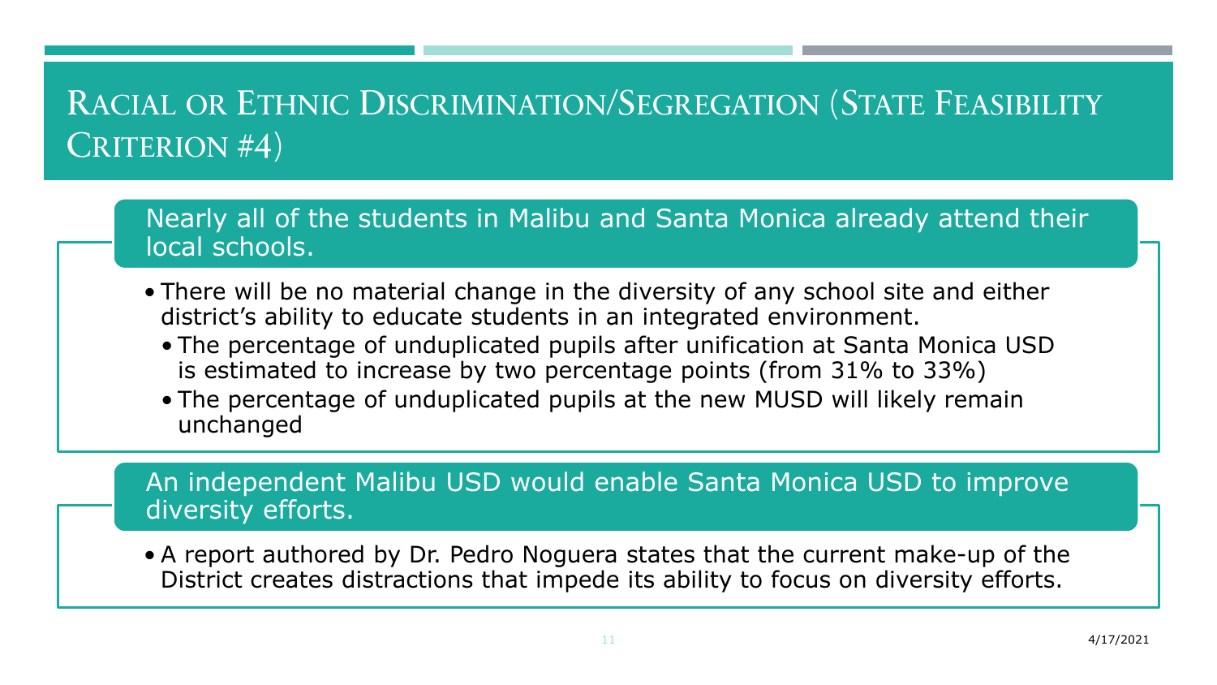# Racial or Ethnic Discrimination/Segregation (State Feasibility Criterion #4)

## Nearly all of the students in Malibu and Santa Monica already attend their local schools.

- There will be no material change in the diversity of any school site and either district's ability to educate students in an integrated environment.
  - The percentage of unduplicated pupils after unification at Santa Monica USD is estimated to increase by two percentage points (from 31% to 33%)
  - The percentage of unduplicated pupils at the new MUSD will likely remain unchanged

## An independent Malibu USD would enable Santa Monica USD to improve diversity efforts.

- A report authored by Dr. Pedro Noguera states that the current make-up of the District creates distractions that impede its ability to focus on diversity efforts.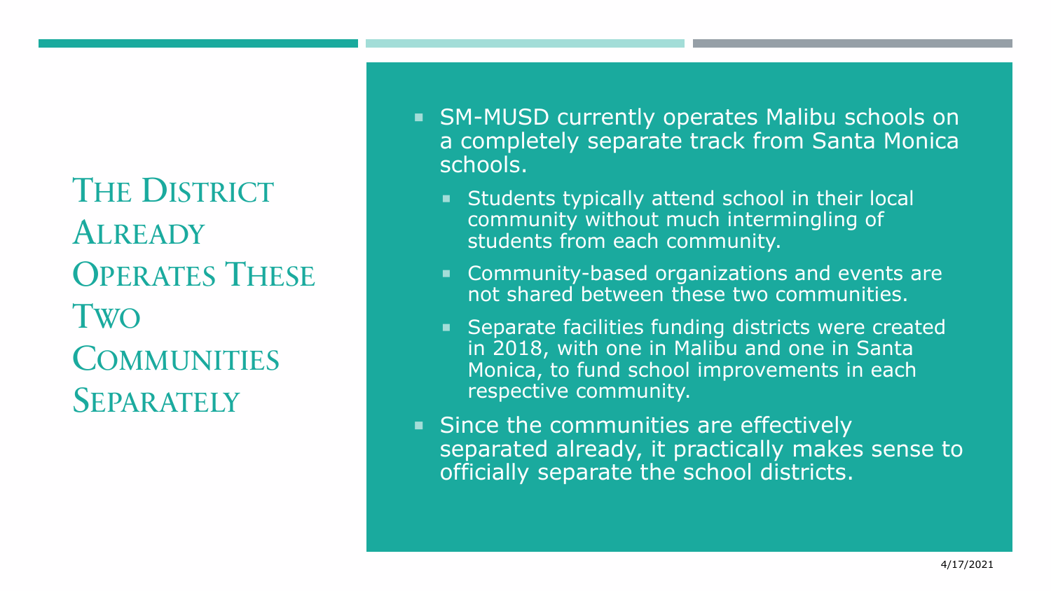# The District Already Operates These Two Communities Separately

- SM-MUSD currently operates Malibu schools on a completely separate track from Santa Monica schools.
  - Students typically attend school in their local community without much intermingling of students from each community.
  - Community-based organizations and events are not shared between these two communities.
  - Separate facilities funding districts were created in 2018, with one in Malibu and one in Santa Monica, to fund school improvements in each respective community.
- Since the communities are effectively separated already, it practically makes sense to officially separate the school districts.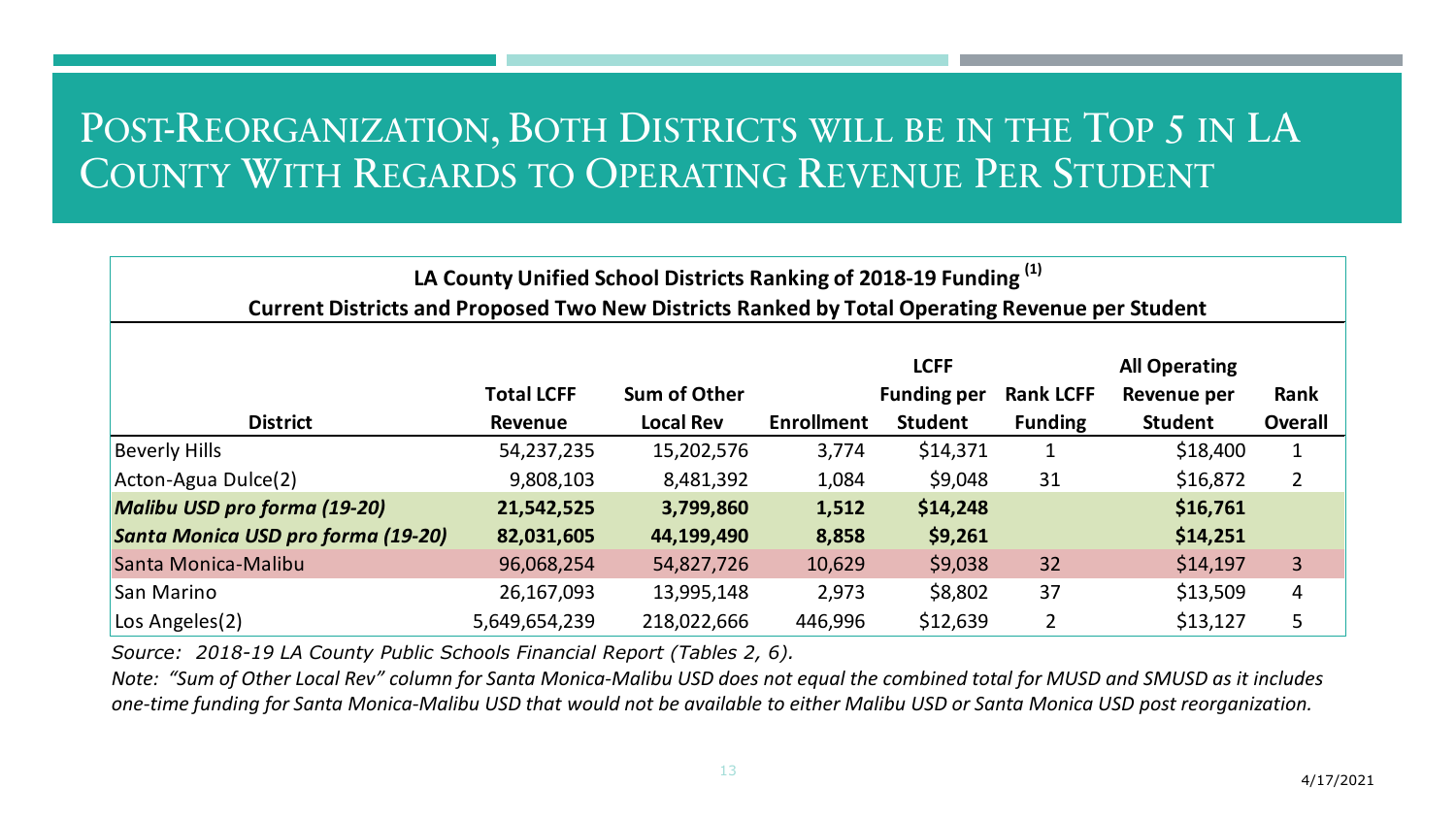# Post-Reorganization, Both Districts will be in the Top 5 in LA County With Regards to Operating Revenue Per Student

**LA County Unified School Districts Ranking of 2018-19 Funding [1]**

**Current Districts and Proposed Two New Districts Ranked by Total Operating Revenue per Student**

| District | Total LCFF Revenue | Sum of Other Local Rev | Enrollment | LCFF Funding per Student | Rank LCFF Funding | All Operating Revenue per Student | Rank Overall |
|---|---|---|---|---|---|---|---|
| Beverly Hills | 54,237,235 | 15,202,576 | 3,774 | $14,371 | 1 | $18,400 | 1 |
| Acton-Agua Dulce(2) | 9,808,103 | 8,481,392 | 1,084 | $9,048 | 31 | $16,872 | 2 |
| ***Malibu USD pro forma (19-20)*** | **21,542,525** | **3,799,860** | **1,512** | **$14,248** | | **$16,761** | |
| ***Santa Monica USD pro forma (19-20)*** | **82,031,605** | **44,199,490** | **8,858** | **$9,261** | | **$14,251** | |
| Santa Monica-Malibu | 96,068,254 | 54,827,726 | 10,629 | $9,038 | 32 | $14,197 | 3 |
| San Marino | 26,167,093 | 13,995,148 | 2,973 | $8,802 | 37 | $13,509 | 4 |
| Los Angeles(2) | 5,649,654,239 | 218,022,666 | 446,996 | $12,639 | 2 | $13,127 | 5 |

*Source: 2018-19 LA County Public Schools Financial Report (Tables 2, 6).*

*Note: "Sum of Other Local Rev" column for Santa Monica-Malibu USD does not equal the combined total for MUSD and SMUSD as it includes one-time funding for Santa Monica-Malibu USD that would not be available to either Malibu USD or Santa Monica USD post reorganization.*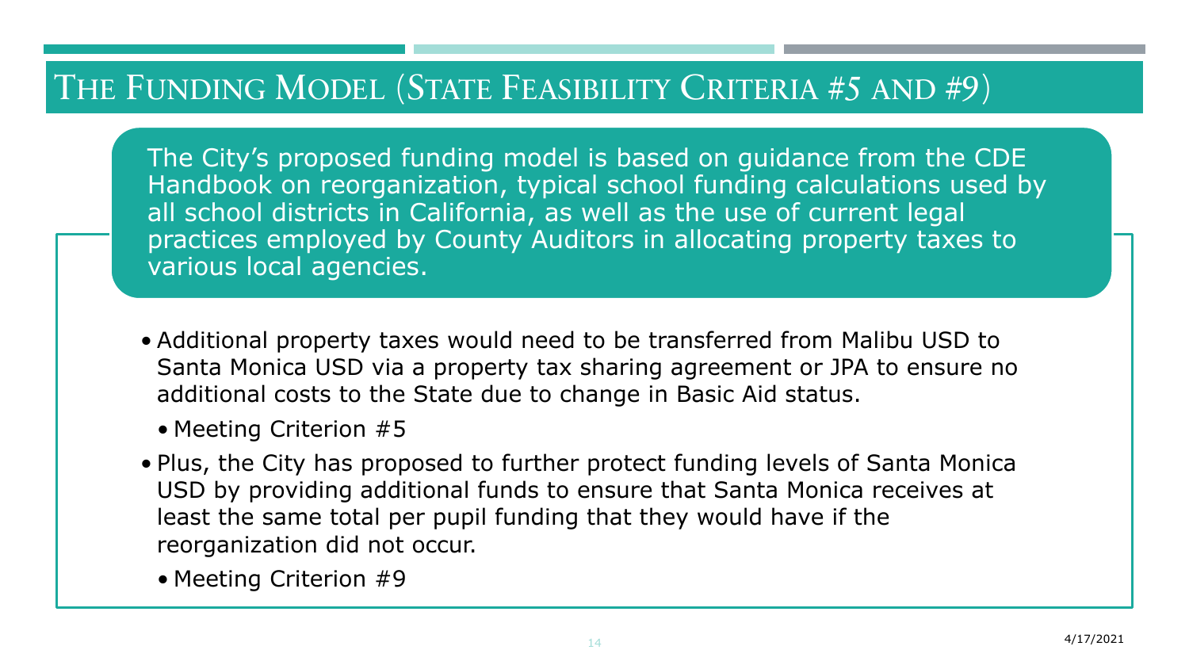# The Funding Model (State Feasibility Criteria #5 and #9)

The City's proposed funding model is based on guidance from the CDE Handbook on reorganization, typical school funding calculations used by all school districts in California, as well as the use of current legal practices employed by County Auditors in allocating property taxes to various local agencies.

- Additional property taxes would need to be transferred from Malibu USD to Santa Monica USD via a property tax sharing agreement or JPA to ensure no additional costs to the State due to change in Basic Aid status.
  - Meeting Criterion #5
- Plus, the City has proposed to further protect funding levels of Santa Monica USD by providing additional funds to ensure that Santa Monica receives at least the same total per pupil funding that they would have if the reorganization did not occur.
  - Meeting Criterion #9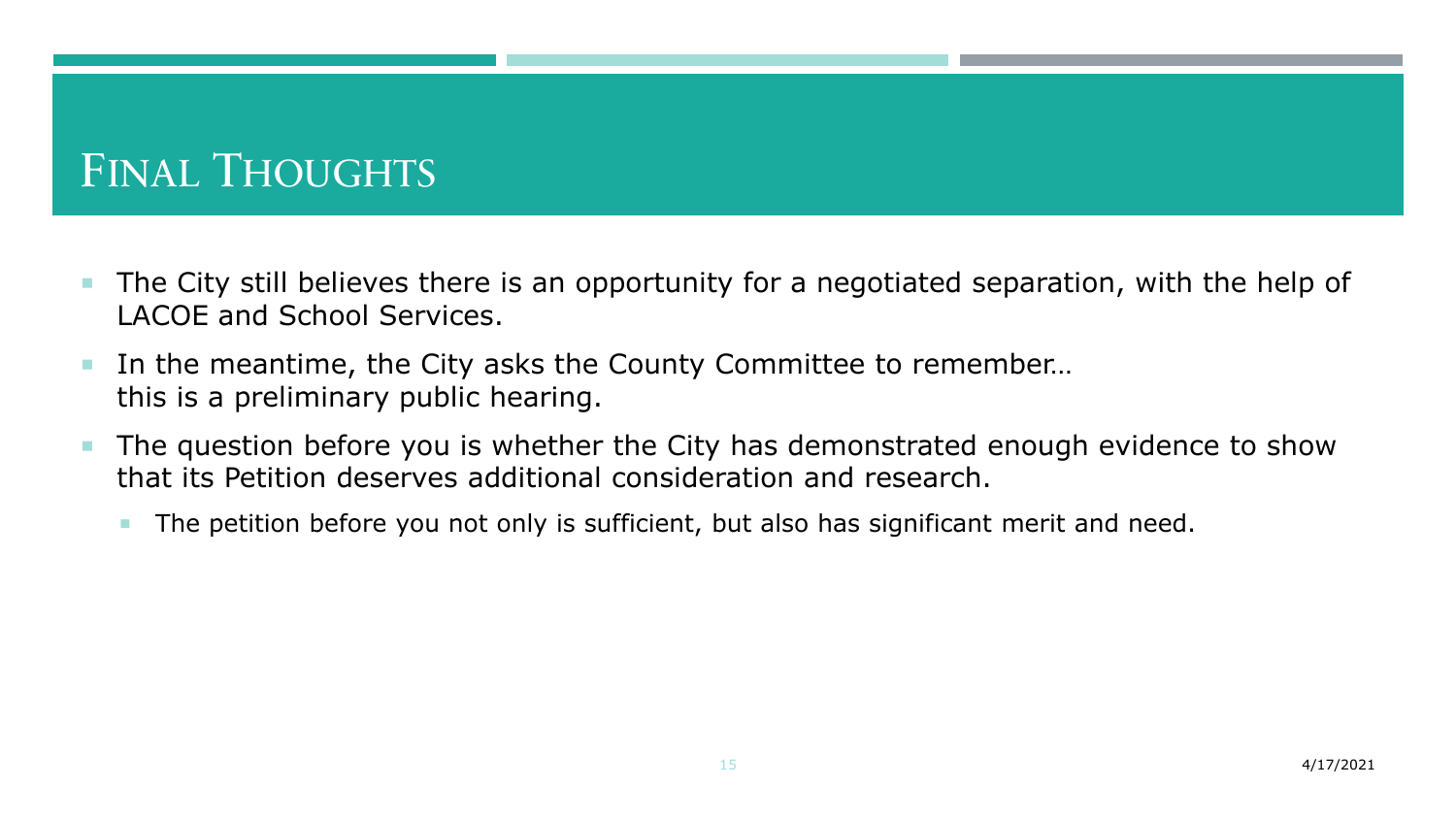# Final Thoughts

- The City still believes there is an opportunity for a negotiated separation, with the help of LACOE and School Services.
- In the meantime, the City asks the County Committee to remember… this is a preliminary public hearing.
- The question before you is whether the City has demonstrated enough evidence to show that its Petition deserves additional consideration and research.
  - The petition before you not only is sufficient, but also has significant merit and need.